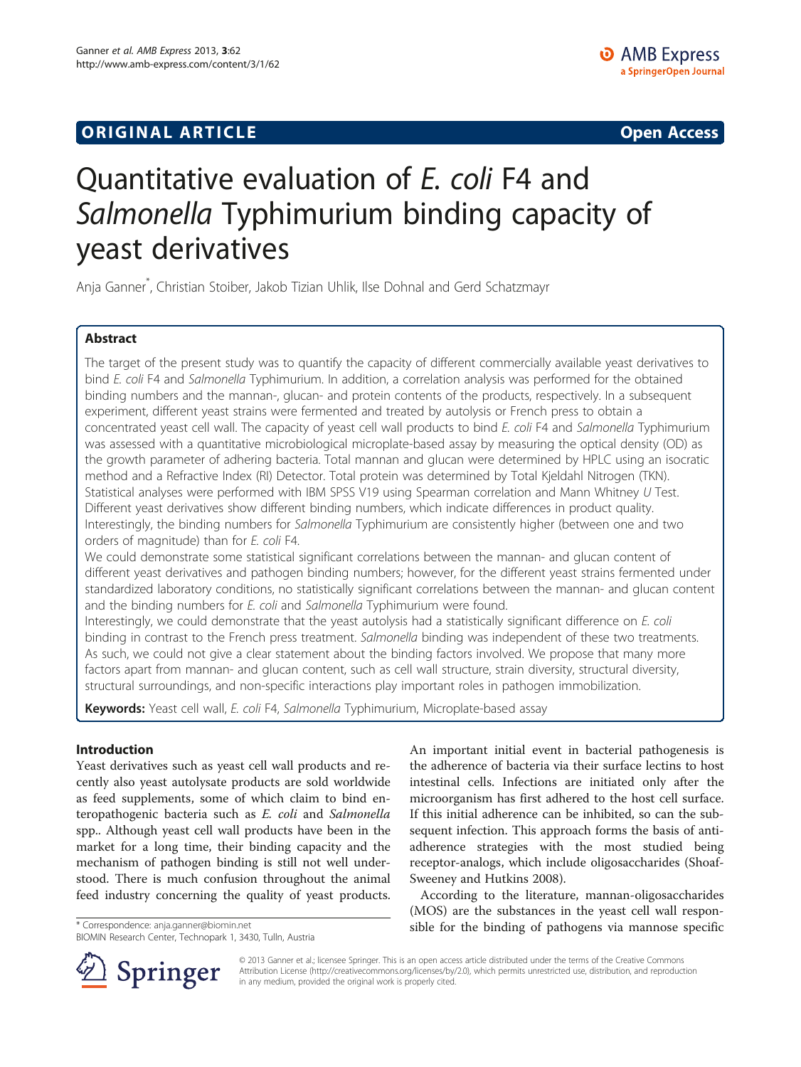ORIGINAL ARTICLE Open Access

# Quantitative evaluation of *E. coli* F4 and *Salmonella* Typhimurium binding capacity of yeast derivatives

Anja Ganner*, Christian Stoiber, Jakob Tizian Uhlik, Ilse Dohnal and Gerd Schatzmayr

## Abstract

The target of the present study was to quantify the capacity of different commercially available yeast derivatives to bind *E. coli* F4 and *Salmonella* Typhimurium. In addition, a correlation analysis was performed for the obtained binding numbers and the mannan-, glucan- and protein contents of the products, respectively. In a subsequent experiment, different yeast strains were fermented and treated by autolysis or French press to obtain a concentrated yeast cell wall. The capacity of yeast cell wall products to bind *E. coli* F4 and *Salmonella* Typhimurium was assessed with a quantitative microbiological microplate-based assay by measuring the optical density (OD) as the growth parameter of adhering bacteria. Total mannan and glucan were determined by HPLC using an isocratic method and a Refractive Index (RI) Detector. Total protein was determined by Total Kjeldahl Nitrogen (TKN). Statistical analyses were performed with IBM SPSS V19 using Spearman correlation and Mann Whitney *U* Test. Different yeast derivatives show different binding numbers, which indicate differences in product quality. Interestingly, the binding numbers for *Salmonella* Typhimurium are consistently higher (between one and two orders of magnitude) than for *E. coli* F4.

We could demonstrate some statistical significant correlations between the mannan- and glucan content of different yeast derivatives and pathogen binding numbers; however, for the different yeast strains fermented under standardized laboratory conditions, no statistically significant correlations between the mannan- and glucan content and the binding numbers for *E. coli* and *Salmonella* Typhimurium were found.

Interestingly, we could demonstrate that the yeast autolysis had a statistically significant difference on *E. coli* binding in contrast to the French press treatment. *Salmonella* binding was independent of these two treatments. As such, we could not give a clear statement about the binding factors involved. We propose that many more factors apart from mannan- and glucan content, such as cell wall structure, strain diversity, structural diversity, structural surroundings, and non-specific interactions play important roles in pathogen immobilization.

**Keywords:** Yeast cell wall, *E. coli* F4, *Salmonella* Typhimurium, Microplate-based assay

## Introduction

Yeast derivatives such as yeast cell wall products and recently also yeast autolysate products are sold worldwide as feed supplements, some of which claim to bind enteropathogenic bacteria such as *E. coli* and *Salmonella* spp.. Although yeast cell wall products have been in the market for a long time, their binding capacity and the mechanism of pathogen binding is still not well understood. There is much confusion throughout the animal feed industry concerning the quality of yeast products. An important initial event in bacterial pathogenesis is the adherence of bacteria via their surface lectins to host intestinal cells. Infections are initiated only after the microorganism has first adhered to the host cell surface. If this initial adherence can be inhibited, so can the subsequent infection. This approach forms the basis of anti-adherence strategies with the most studied being receptor-analogs, which include oligosaccharides (Shoaf-Sweeney and Hutkins 2008).

According to the literature, mannan-oligosaccharides (MOS) are the substances in the yeast cell wall responsible for the binding of pathogens via mannose specific

* Correspondence: anja.ganner@biomin.net
BIOMIN Research Center, Technopark 1, 3430, Tulln, Austria

© 2013 Ganner et al.; licensee Springer. This is an open access article distributed under the terms of the Creative Commons Attribution License (http://creativecommons.org/licenses/by/2.0), which permits unrestricted use, distribution, and reproduction in any medium, provided the original work is properly cited.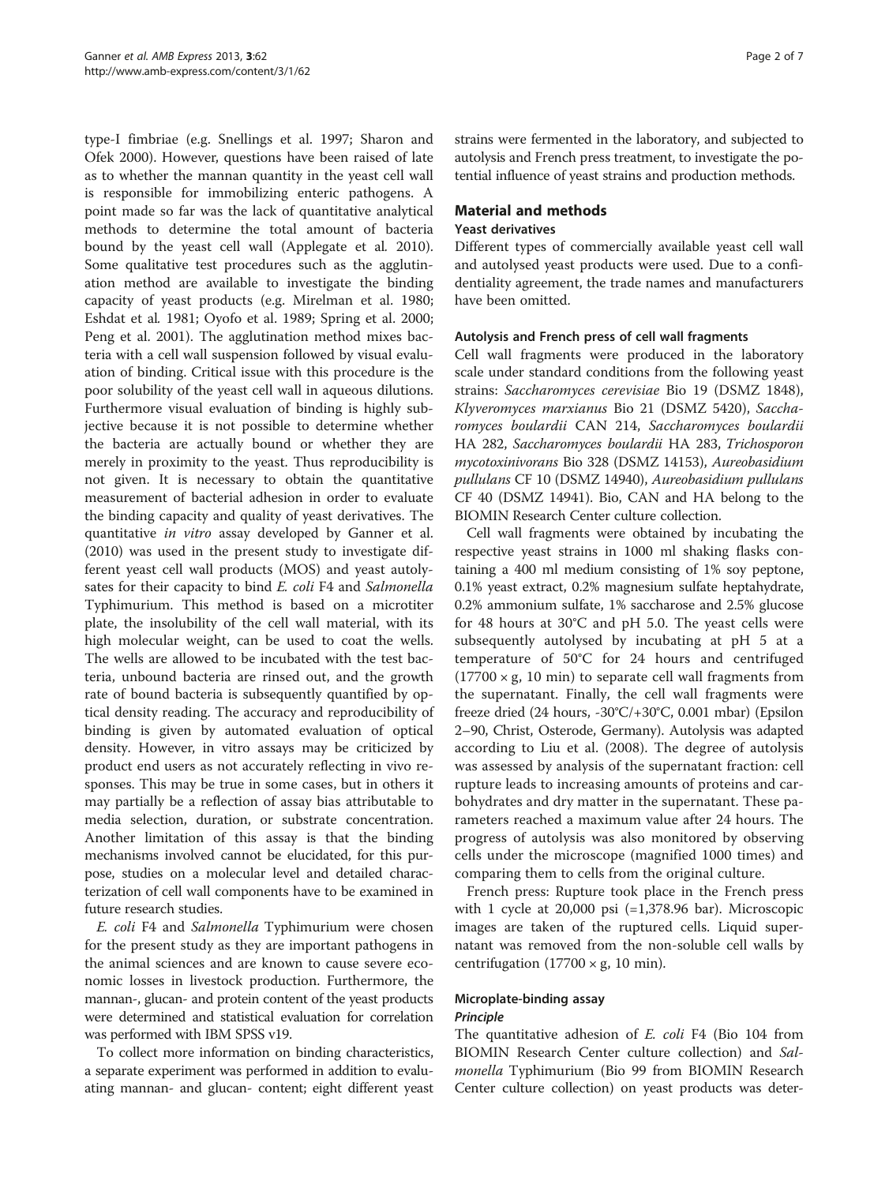type-I fimbriae (e.g. Snellings et al. 1997; Sharon and Ofek 2000). However, questions have been raised of late as to whether the mannan quantity in the yeast cell wall is responsible for immobilizing enteric pathogens. A point made so far was the lack of quantitative analytical methods to determine the total amount of bacteria bound by the yeast cell wall (Applegate et al. 2010). Some qualitative test procedures such as the agglutination method are available to investigate the binding capacity of yeast products (e.g. Mirelman et al. 1980; Eshdat et al. 1981; Oyofo et al. 1989; Spring et al. 2000; Peng et al. 2001). The agglutination method mixes bacteria with a cell wall suspension followed by visual evaluation of binding. Critical issue with this procedure is the poor solubility of the yeast cell wall in aqueous dilutions. Furthermore visual evaluation of binding is highly subjective because it is not possible to determine whether the bacteria are actually bound or whether they are merely in proximity to the yeast. Thus reproducibility is not given. It is necessary to obtain the quantitative measurement of bacterial adhesion in order to evaluate the binding capacity and quality of yeast derivatives. The quantitative *in vitro* assay developed by Ganner et al. (2010) was used in the present study to investigate different yeast cell wall products (MOS) and yeast autolysates for their capacity to bind *E. coli* F4 and *Salmonella* Typhimurium. This method is based on a microtiter plate, the insolubility of the cell wall material, with its high molecular weight, can be used to coat the wells. The wells are allowed to be incubated with the test bacteria, unbound bacteria are rinsed out, and the growth rate of bound bacteria is subsequently quantified by optical density reading. The accuracy and reproducibility of binding is given by automated evaluation of optical density. However, in vitro assays may be criticized by product end users as not accurately reflecting in vivo responses. This may be true in some cases, but in others it may partially be a reflection of assay bias attributable to media selection, duration, or substrate concentration. Another limitation of this assay is that the binding mechanisms involved cannot be elucidated, for this purpose, studies on a molecular level and detailed characterization of cell wall components have to be examined in future research studies.

*E. coli* F4 and *Salmonella* Typhimurium were chosen for the present study as they are important pathogens in the animal sciences and are known to cause severe economic losses in livestock production. Furthermore, the mannan-, glucan- and protein content of the yeast products were determined and statistical evaluation for correlation was performed with IBM SPSS v19.

To collect more information on binding characteristics, a separate experiment was performed in addition to evaluating mannan- and glucan- content; eight different yeast strains were fermented in the laboratory, and subjected to autolysis and French press treatment, to investigate the potential influence of yeast strains and production methods.

## Material and methods

### Yeast derivatives

Different types of commercially available yeast cell wall and autolysed yeast products were used. Due to a confidentiality agreement, the trade names and manufacturers have been omitted.

#### Autolysis and French press of cell wall fragments

Cell wall fragments were produced in the laboratory scale under standard conditions from the following yeast strains: *Saccharomyces cerevisiae* Bio 19 (DSMZ 1848), *Klyveromyces marxianus* Bio 21 (DSMZ 5420), *Saccharomyces boulardii* CAN 214, *Saccharomyces boulardii* HA 282, *Saccharomyces boulardii* HA 283, *Trichosporon mycotoxinivorans* Bio 328 (DSMZ 14153), *Aureobasidium pullulans* CF 10 (DSMZ 14940), *Aureobasidium pullulans* CF 40 (DSMZ 14941). Bio, CAN and HA belong to the BIOMIN Research Center culture collection.

Cell wall fragments were obtained by incubating the respective yeast strains in 1000 ml shaking flasks containing a 400 ml medium consisting of 1% soy peptone, 0.1% yeast extract, 0.2% magnesium sulfate heptahydrate, 0.2% ammonium sulfate, 1% saccharose and 2.5% glucose for 48 hours at 30°C and pH 5.0. The yeast cells were subsequently autolysed by incubating at pH 5 at a temperature of 50°C for 24 hours and centrifuged (17700 × g, 10 min) to separate cell wall fragments from the supernatant. Finally, the cell wall fragments were freeze dried (24 hours, -30°C/+30°C, 0.001 mbar) (Epsilon 2–90, Christ, Osterode, Germany). Autolysis was adapted according to Liu et al. (2008). The degree of autolysis was assessed by analysis of the supernatant fraction: cell rupture leads to increasing amounts of proteins and carbohydrates and dry matter in the supernatant. These parameters reached a maximum value after 24 hours. The progress of autolysis was also monitored by observing cells under the microscope (magnified 1000 times) and comparing them to cells from the original culture.

French press: Rupture took place in the French press with 1 cycle at 20,000 psi (=1,378.96 bar). Microscopic images are taken of the ruptured cells. Liquid supernatant was removed from the non-soluble cell walls by centrifugation (17700 × g, 10 min).

### Microplate-binding assay

#### *Principle*

The quantitative adhesion of *E. coli* F4 (Bio 104 from BIOMIN Research Center culture collection) and *Salmonella* Typhimurium (Bio 99 from BIOMIN Research Center culture collection) on yeast products was deter-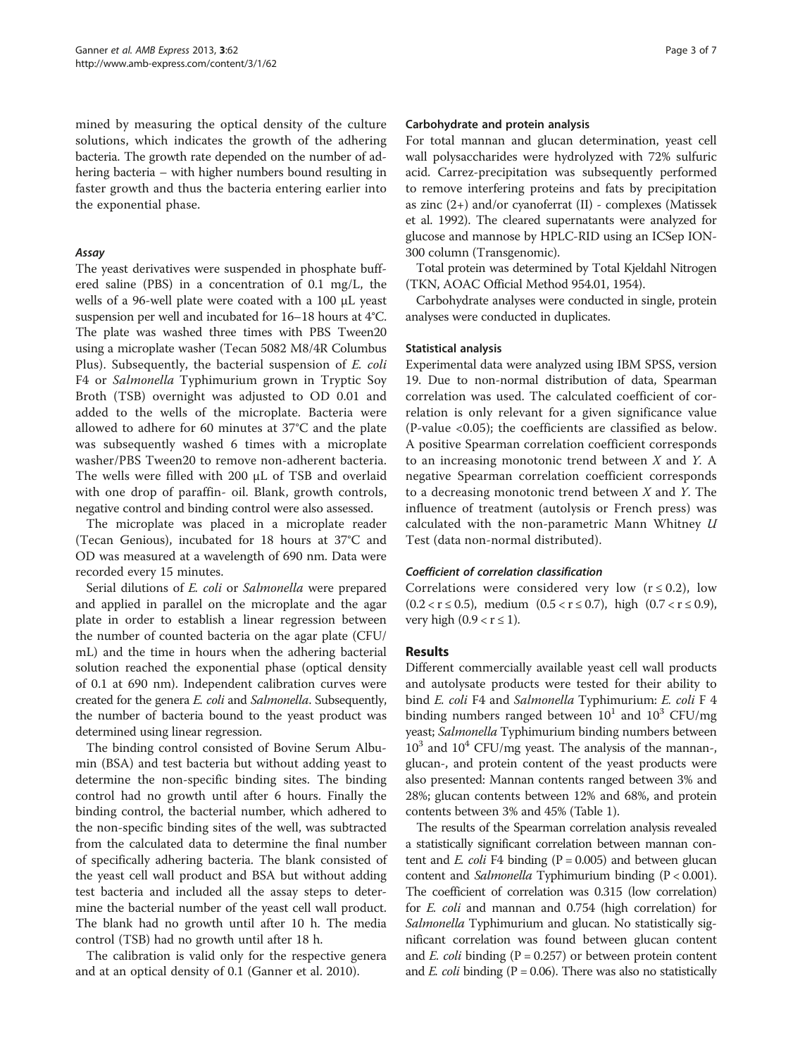mined by measuring the optical density of the culture solutions, which indicates the growth of the adhering bacteria. The growth rate depended on the number of adhering bacteria – with higher numbers bound resulting in faster growth and thus the bacteria entering earlier into the exponential phase.

#### *Assay*

The yeast derivatives were suspended in phosphate buffered saline (PBS) in a concentration of 0.1 mg/L, the wells of a 96-well plate were coated with a 100 μL yeast suspension per well and incubated for 16–18 hours at 4°C. The plate was washed three times with PBS Tween20 using a microplate washer (Tecan 5082 M8/4R Columbus Plus). Subsequently, the bacterial suspension of *E. coli* F4 or *Salmonella* Typhimurium grown in Tryptic Soy Broth (TSB) overnight was adjusted to OD 0.01 and added to the wells of the microplate. Bacteria were allowed to adhere for 60 minutes at 37°C and the plate was subsequently washed 6 times with a microplate washer/PBS Tween20 to remove non-adherent bacteria. The wells were filled with 200 μL of TSB and overlaid with one drop of paraffin- oil. Blank, growth controls, negative control and binding control were also assessed.

The microplate was placed in a microplate reader (Tecan Genious), incubated for 18 hours at 37°C and OD was measured at a wavelength of 690 nm. Data were recorded every 15 minutes.

Serial dilutions of *E. coli* or *Salmonella* were prepared and applied in parallel on the microplate and the agar plate in order to establish a linear regression between the number of counted bacteria on the agar plate (CFU/mL) and the time in hours when the adhering bacterial solution reached the exponential phase (optical density of 0.1 at 690 nm). Independent calibration curves were created for the genera *E. coli* and *Salmonella*. Subsequently, the number of bacteria bound to the yeast product was determined using linear regression.

The binding control consisted of Bovine Serum Albumin (BSA) and test bacteria but without adding yeast to determine the non-specific binding sites. The binding control had no growth until after 6 hours. Finally the binding control, the bacterial number, which adhered to the non-specific binding sites of the well, was subtracted from the calculated data to determine the final number of specifically adhering bacteria. The blank consisted of the yeast cell wall product and BSA but without adding test bacteria and included all the assay steps to determine the bacterial number of the yeast cell wall product. The blank had no growth until after 10 h. The media control (TSB) had no growth until after 18 h.

The calibration is valid only for the respective genera and at an optical density of 0.1 (Ganner et al. 2010).

### Carbohydrate and protein analysis

For total mannan and glucan determination, yeast cell wall polysaccharides were hydrolyzed with 72% sulfuric acid. Carrez-precipitation was subsequently performed to remove interfering proteins and fats by precipitation as zinc (2+) and/or cyanoferrat (II) - complexes (Matissek et al. 1992). The cleared supernatants were analyzed for glucose and mannose by HPLC-RID using an ICSep ION-300 column (Transgenomic).

Total protein was determined by Total Kjeldahl Nitrogen (TKN, AOAC Official Method 954.01, 1954).

Carbohydrate analyses were conducted in single, protein analyses were conducted in duplicates.

### Statistical analysis

Experimental data were analyzed using IBM SPSS, version 19. Due to non-normal distribution of data, Spearman correlation was used. The calculated coefficient of correlation is only relevant for a given significance value (P-value <0.05); the coefficients are classified as below. A positive Spearman correlation coefficient corresponds to an increasing monotonic trend between $X$ and $Y$. A negative Spearman correlation coefficient corresponds to a decreasing monotonic trend between $X$ and $Y$. The influence of treatment (autolysis or French press) was calculated with the non-parametric Mann Whitney $U$ Test (data non-normal distributed).

#### *Coefficient of correlation classification*

Correlations were considered very low ($r \leq 0.2$), low ($0.2 < r \leq 0.5$), medium ($0.5 < r \leq 0.7$), high ($0.7 < r \leq 0.9$), very high ($0.9 < r \leq 1$).

## Results

Different commercially available yeast cell wall products and autolysate products were tested for their ability to bind *E. coli* F4 and *Salmonella* Typhimurium: *E. coli* F 4 binding numbers ranged between $10^1$ and $10^3$ CFU/mg yeast; *Salmonella* Typhimurium binding numbers between $10^3$ and $10^4$ CFU/mg yeast. The analysis of the mannan-, glucan-, and protein content of the yeast products were also presented: Mannan contents ranged between 3% and 28%; glucan contents between 12% and 68%, and protein contents between 3% and 45% (Table 1).

The results of the Spearman correlation analysis revealed a statistically significant correlation between mannan content and *E. coli* F4 binding (P = 0.005) and between glucan content and *Salmonella* Typhimurium binding (P < 0.001). The coefficient of correlation was 0.315 (low correlation) for *E. coli* and mannan and 0.754 (high correlation) for *Salmonella* Typhimurium and glucan. No statistically significant correlation was found between glucan content and *E. coli* binding (P = 0.257) or between protein content and *E. coli* binding (P = 0.06). There was also no statistically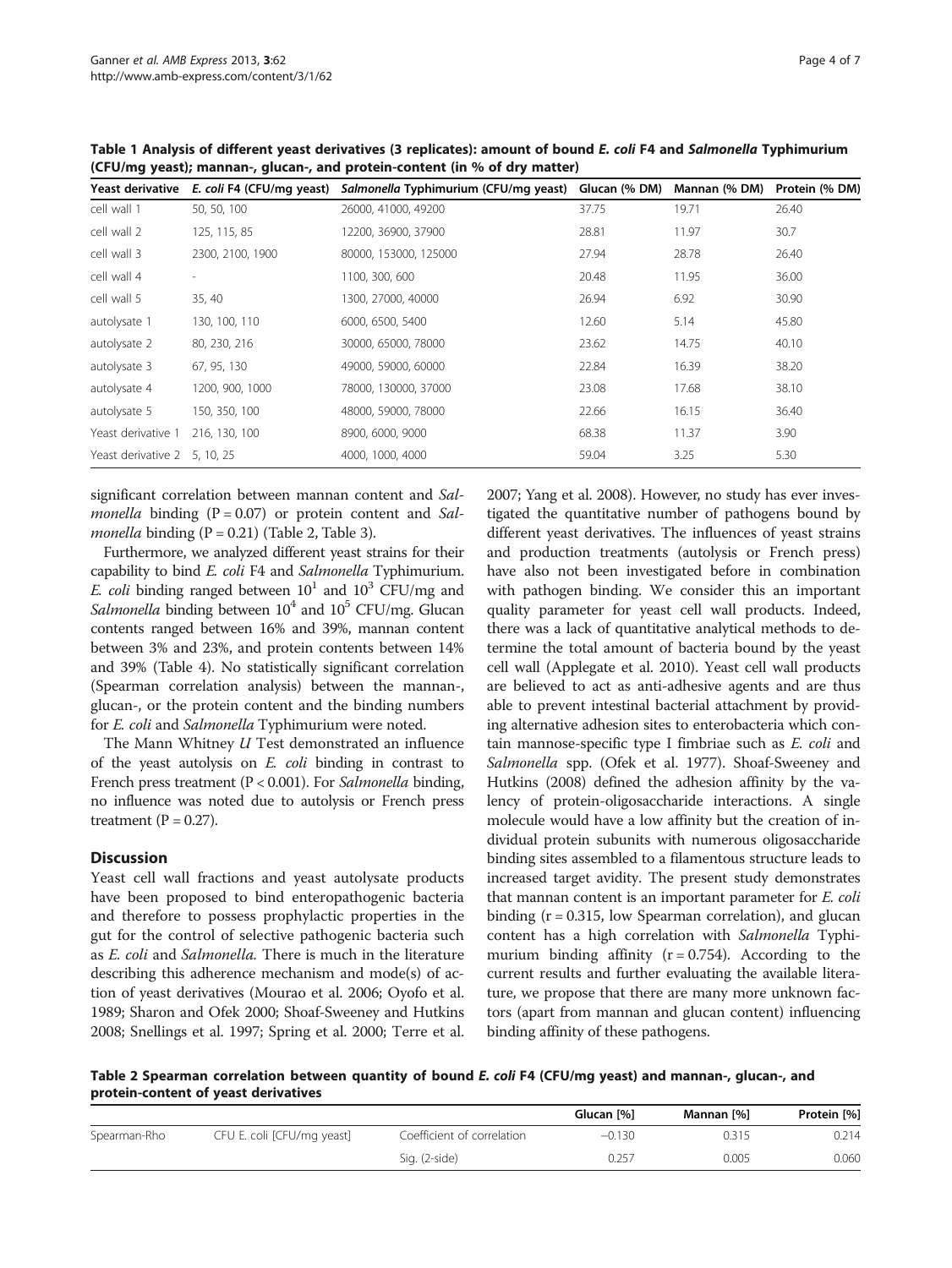**Table 1 Analysis of different yeast derivatives (3 replicates): amount of bound *E. coli* F4 and *Salmonella* Typhimurium (CFU/mg yeast); mannan-, glucan-, and protein-content (in % of dry matter)**

| Yeast derivative | *E. coli* F4 (CFU/mg yeast) | *Salmonella* Typhimurium (CFU/mg yeast) | Glucan (% DM) | Mannan (% DM) | Protein (% DM) |
|---|---|---|---|---|---|
| cell wall 1 | 50, 50, 100 | 26000, 41000, 49200 | 37.75 | 19.71 | 26.40 |
| cell wall 2 | 125, 115, 85 | 12200, 36900, 37900 | 28.81 | 11.97 | 30.7 |
| cell wall 3 | 2300, 2100, 1900 | 80000, 153000, 125000 | 27.94 | 28.78 | 26.40 |
| cell wall 4 | - | 1100, 300, 600 | 20.48 | 11.95 | 36.00 |
| cell wall 5 | 35, 40 | 1300, 27000, 40000 | 26.94 | 6.92 | 30.90 |
| autolysate 1 | 130, 100, 110 | 6000, 6500, 5400 | 12.60 | 5.14 | 45.80 |
| autolysate 2 | 80, 230, 216 | 30000, 65000, 78000 | 23.62 | 14.75 | 40.10 |
| autolysate 3 | 67, 95, 130 | 49000, 59000, 60000 | 22.84 | 16.39 | 38.20 |
| autolysate 4 | 1200, 900, 1000 | 78000, 130000, 37000 | 23.08 | 17.68 | 38.10 |
| autolysate 5 | 150, 350, 100 | 48000, 59000, 78000 | 22.66 | 16.15 | 36.40 |
| Yeast derivative 1 | 216, 130, 100 | 8900, 6000, 9000 | 68.38 | 11.37 | 3.90 |
| Yeast derivative 2 | 5, 10, 25 | 4000, 1000, 4000 | 59.04 | 3.25 | 5.30 |

significant correlation between mannan content and *Salmonella* binding ($P = 0.07$) or protein content and *Salmonella* binding ($P = 0.21$) (Table 2, Table 3).

Furthermore, we analyzed different yeast strains for their capability to bind *E. coli* F4 and *Salmonella* Typhimurium. *E. coli* binding ranged between $10^1$ and $10^3$ CFU/mg and *Salmonella* binding between $10^4$ and $10^5$ CFU/mg. Glucan contents ranged between 16% and 39%, mannan content between 3% and 23%, and protein contents between 14% and 39% (Table 4). No statistically significant correlation (Spearman correlation analysis) between the mannan-, glucan-, or the protein content and the binding numbers for *E. coli* and *Salmonella* Typhimurium were noted.

The Mann Whitney *U* Test demonstrated an influence of the yeast autolysis on *E. coli* binding in contrast to French press treatment ($P < 0.001$). For *Salmonella* binding, no influence was noted due to autolysis or French press treatment ($P = 0.27$).

## Discussion

Yeast cell wall fractions and yeast autolysate products have been proposed to bind enteropathogenic bacteria and therefore to possess prophylactic properties in the gut for the control of selective pathogenic bacteria such as *E. coli* and *Salmonella.* There is much in the literature describing this adherence mechanism and mode(s) of action of yeast derivatives (Mourao et al. 2006; Oyofo et al. 1989; Sharon and Ofek 2000; Shoaf-Sweeney and Hutkins 2008; Snellings et al. 1997; Spring et al. 2000; Terre et al. 2007; Yang et al. 2008). However, no study has ever investigated the quantitative number of pathogens bound by different yeast derivatives. The influences of yeast strains and production treatments (autolysis or French press) have also not been investigated before in combination with pathogen binding. We consider this an important quality parameter for yeast cell wall products. Indeed, there was a lack of quantitative analytical methods to determine the total amount of bacteria bound by the yeast cell wall (Applegate et al. 2010). Yeast cell wall products are believed to act as anti-adhesive agents and are thus able to prevent intestinal bacterial attachment by providing alternative adhesion sites to enterobacteria which contain mannose-specific type I fimbriae such as *E. coli* and *Salmonella* spp. (Ofek et al. 1977). Shoaf-Sweeney and Hutkins (2008) defined the adhesion affinity by the valency of protein-oligosaccharide interactions. A single molecule would have a low affinity but the creation of individual protein subunits with numerous oligosaccharide binding sites assembled to a filamentous structure leads to increased target avidity. The present study demonstrates that mannan content is an important parameter for *E. coli* binding ($r = 0.315$, low Spearman correlation), and glucan content has a high correlation with *Salmonella* Typhimurium binding affinity ($r = 0.754$). According to the current results and further evaluating the available literature, we propose that there are many more unknown factors (apart from mannan and glucan content) influencing binding affinity of these pathogens.

**Table 2 Spearman correlation between quantity of bound *E. coli* F4 (CFU/mg yeast) and mannan-, glucan-, and protein-content of yeast derivatives**

| | | | Glucan [%] | Mannan [%] | Protein [%] |
|---|---|---|---|---|---|
| Spearman-Rho | CFU E. coli [CFU/mg yeast] | Coefficient of correlation | −0.130 | 0.315 | 0.214 |
| | | Sig. (2-side) | 0.257 | 0.005 | 0.060 |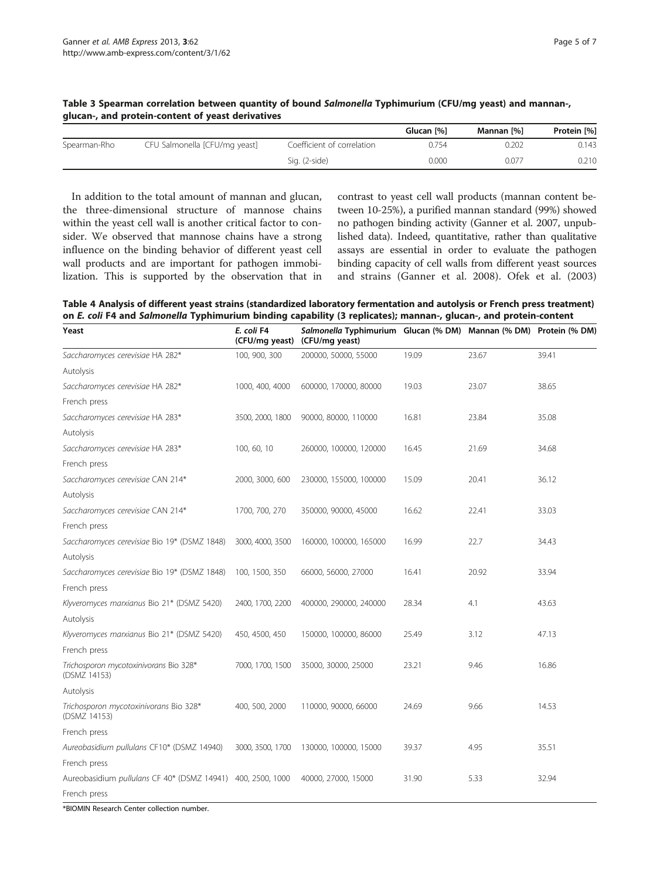**Table 3 Spearman correlation between quantity of bound *Salmonella* Typhimurium (CFU/mg yeast) and mannan-, glucan-, and protein-content of yeast derivatives**

| | | | Glucan [%] | Mannan [%] | Protein [%] |
|---|---|---|---|---|---|
| Spearman-Rho | CFU Salmonella [CFU/mg yeast] | Coefficient of correlation | 0.754 | 0.202 | 0.143 |
| | | Sig. (2-side) | 0.000 | 0.077 | 0.210 |

In addition to the total amount of mannan and glucan, the three-dimensional structure of mannose chains within the yeast cell wall is another critical factor to consider. We observed that mannose chains have a strong influence on the binding behavior of different yeast cell wall products and are important for pathogen immobilization. This is supported by the observation that in contrast to yeast cell wall products (mannan content between 10-25%), a purified mannan standard (99%) showed no pathogen binding activity (Ganner et al. 2007, unpublished data). Indeed, quantitative, rather than qualitative assays are essential in order to evaluate the pathogen binding capacity of cell walls from different yeast sources and strains (Ganner et al. 2008). Ofek et al. (2003)

**Table 4 Analysis of different yeast strains (standardized laboratory fermentation and autolysis or French press treatment) on *E. coli* F4 and *Salmonella* Typhimurium binding capability (3 replicates); mannan-, glucan-, and protein-content**

| Yeast | *E. coli* F4 (CFU/mg yeast) | *Salmonella* Typhimurium (CFU/mg yeast) | Glucan (% DM) | Mannan (% DM) | Protein (% DM) |
|---|---|---|---|---|---|
| *Saccharomyces cerevisiae* HA 282* Autolysis | 100, 900, 300 | 200000, 50000, 55000 | 19.09 | 23.67 | 39.41 |
| *Saccharomyces cerevisiae* HA 282* French press | 1000, 400, 4000 | 600000, 170000, 80000 | 19.03 | 23.07 | 38.65 |
| *Saccharomyces cerevisiae* HA 283* Autolysis | 3500, 2000, 1800 | 90000, 80000, 110000 | 16.81 | 23.84 | 35.08 |
| *Saccharomyces cerevisiae* HA 283* French press | 100, 60, 10 | 260000, 100000, 120000 | 16.45 | 21.69 | 34.68 |
| *Saccharomyces cerevisiae* CAN 214* Autolysis | 2000, 3000, 600 | 230000, 155000, 100000 | 15.09 | 20.41 | 36.12 |
| *Saccharomyces cerevisiae* CAN 214* French press | 1700, 700, 270 | 350000, 90000, 45000 | 16.62 | 22.41 | 33.03 |
| *Saccharomyces cerevisiae* Bio 19* (DSMZ 1848) Autolysis | 3000, 4000, 3500 | 160000, 100000, 165000 | 16.99 | 22.7 | 34.43 |
| *Saccharomyces cerevisiae* Bio 19* (DSMZ 1848) French press | 100, 1500, 350 | 66000, 56000, 27000 | 16.41 | 20.92 | 33.94 |
| *Klyveromyces marxianus* Bio 21* (DSMZ 5420) Autolysis | 2400, 1700, 2200 | 400000, 290000, 240000 | 28.34 | 4.1 | 43.63 |
| *Klyveromyces marxianus* Bio 21* (DSMZ 5420) French press | 450, 4500, 450 | 150000, 100000, 86000 | 25.49 | 3.12 | 47.13 |
| *Trichosporon mycotoxinivorans* Bio 328* (DSMZ 14153) Autolysis | 7000, 1700, 1500 | 35000, 30000, 25000 | 23.21 | 9.46 | 16.86 |
| *Trichosporon mycotoxinivorans* Bio 328* (DSMZ 14153) French press | 400, 500, 2000 | 110000, 90000, 66000 | 24.69 | 9.66 | 14.53 |
| *Aureobasidium pullulans* CF10* (DSMZ 14940) French press | 3000, 3500, 1700 | 130000, 100000, 15000 | 39.37 | 4.95 | 35.51 |
| Aureobasidium *pullulans* CF 40* (DSMZ 14941) French press | 400, 2500, 1000 | 40000, 27000, 15000 | 31.90 | 5.33 | 32.94 |

*BIOMIN Research Center collection number.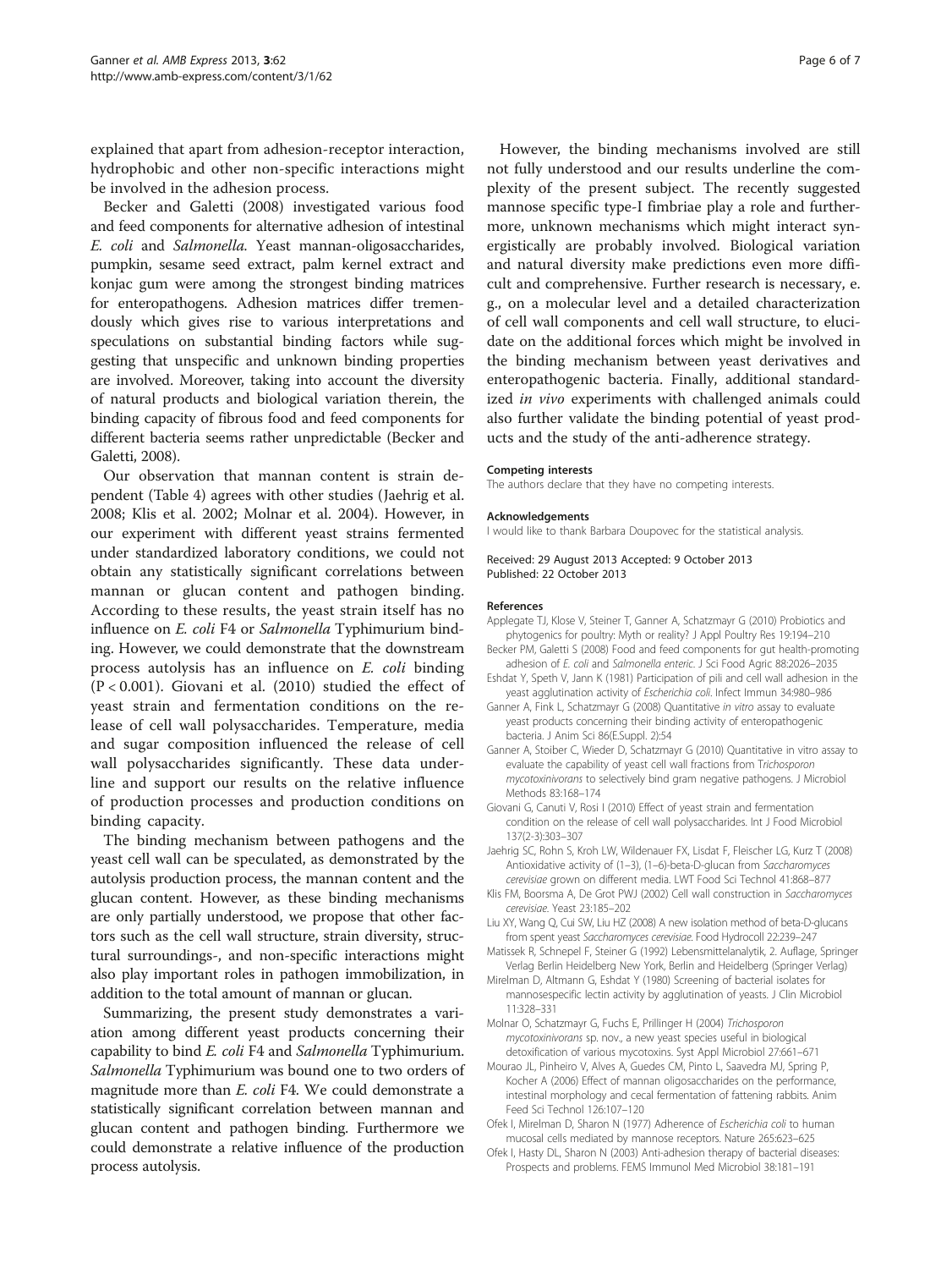explained that apart from adhesion-receptor interaction, hydrophobic and other non-specific interactions might be involved in the adhesion process.

Becker and Galetti (2008) investigated various food and feed components for alternative adhesion of intestinal *E. coli* and *Salmonella*. Yeast mannan-oligosaccharides, pumpkin, sesame seed extract, palm kernel extract and konjac gum were among the strongest binding matrices for enteropathogens. Adhesion matrices differ tremendously which gives rise to various interpretations and speculations on substantial binding factors while suggesting that unspecific and unknown binding properties are involved. Moreover, taking into account the diversity of natural products and biological variation therein, the binding capacity of fibrous food and feed components for different bacteria seems rather unpredictable (Becker and Galetti, 2008).

Our observation that mannan content is strain dependent (Table 4) agrees with other studies (Jaehrig et al. 2008; Klis et al. 2002; Molnar et al. 2004). However, in our experiment with different yeast strains fermented under standardized laboratory conditions, we could not obtain any statistically significant correlations between mannan or glucan content and pathogen binding. According to these results, the yeast strain itself has no influence on *E. coli* F4 or *Salmonella* Typhimurium binding. However, we could demonstrate that the downstream process autolysis has an influence on *E. coli* binding ($P < 0.001$). Giovani et al. (2010) studied the effect of yeast strain and fermentation conditions on the release of cell wall polysaccharides. Temperature, media and sugar composition influenced the release of cell wall polysaccharides significantly. These data underline and support our results on the relative influence of production processes and production conditions on binding capacity.

The binding mechanism between pathogens and the yeast cell wall can be speculated, as demonstrated by the autolysis production process, the mannan content and the glucan content. However, as these binding mechanisms are only partially understood, we propose that other factors such as the cell wall structure, strain diversity, structural surroundings-, and non-specific interactions might also play important roles in pathogen immobilization, in addition to the total amount of mannan or glucan.

Summarizing, the present study demonstrates a variation among different yeast products concerning their capability to bind *E. coli* F4 and *Salmonella* Typhimurium. *Salmonella* Typhimurium was bound one to two orders of magnitude more than *E. coli* F4. We could demonstrate a statistically significant correlation between mannan and glucan content and pathogen binding. Furthermore we could demonstrate a relative influence of the production process autolysis.

However, the binding mechanisms involved are still not fully understood and our results underline the complexity of the present subject. The recently suggested mannose specific type-I fimbriae play a role and furthermore, unknown mechanisms which might interact synergistically are probably involved. Biological variation and natural diversity make predictions even more difficult and comprehensive. Further research is necessary, e. g., on a molecular level and a detailed characterization of cell wall components and cell wall structure, to elucidate on the additional forces which might be involved in the binding mechanism between yeast derivatives and enteropathogenic bacteria. Finally, additional standardized *in vivo* experiments with challenged animals could also further validate the binding potential of yeast products and the study of the anti-adherence strategy.

#### Competing interests

The authors declare that they have no competing interests.

#### Acknowledgements

I would like to thank Barbara Doupovec for the statistical analysis.

Received: 29 August 2013 Accepted: 9 October 2013
Published: 22 October 2013

#### References

- Applegate TJ, Klose V, Steiner T, Ganner A, Schatzmayr G (2010) Probiotics and phytogenics for poultry: Myth or reality? J Appl Poultry Res 19:194–210
- Becker PM, Galetti S (2008) Food and feed components for gut health-promoting adhesion of *E. coli* and *Salmonella enteric*. J Sci Food Agric 88:2026–2035
- Eshdat Y, Speth V, Jann K (1981) Participation of pili and cell wall adhesion in the yeast agglutination activity of *Escherichia coli*. Infect Immun 34:980–986
- Ganner A, Fink L, Schatzmayr G (2008) Quantitative *in vitro* assay to evaluate yeast products concerning their binding activity of enteropathogenic bacteria. J Anim Sci 86(E.Suppl. 2):54
- Ganner A, Stoiber C, Wieder D, Schatzmayr G (2010) Quantitative in vitro assay to evaluate the capability of yeast cell wall fractions from T*richosporon mycotoxinivorans* to selectively bind gram negative pathogens. J Microbiol Methods 83:168–174
- Giovani G, Canuti V, Rosi I (2010) Effect of yeast strain and fermentation condition on the release of cell wall polysaccharides. Int J Food Microbiol 137(2-3):303–307
- Jaehrig SC, Rohn S, Kroh LW, Wildenauer FX, Lisdat F, Fleischer LG, Kurz T (2008) Antioxidative activity of (1–3), (1–6)-beta-D-glucan from *Saccharomyces cerevisiae* grown on different media. LWT Food Sci Technol 41:868–877
- Klis FM, Boorsma A, De Grot PWJ (2002) Cell wall construction in *Saccharomyces cerevisiae*. Yeast 23:185–202
- Liu XY, Wang Q, Cui SW, Liu HZ (2008) A new isolation method of beta-D-glucans from spent yeast *Saccharomyces cerevisiae*. Food Hydrocoll 22:239–247
- Matissek R, Schnepel F, Steiner G (1992) Lebensmittelanalytik, 2. Auflage, Springer Verlag Berlin Heidelberg New York, Berlin and Heidelberg (Springer Verlag)
- Mirelman D, Altmann G, Eshdat Y (1980) Screening of bacterial isolates for mannosespecific lectin activity by agglutination of yeasts. J Clin Microbiol 11:328–331
- Molnar O, Schatzmayr G, Fuchs E, Prillinger H (2004) *Trichosporon mycotoxinivorans* sp. nov., a new yeast species useful in biological detoxification of various mycotoxins. Syst Appl Microbiol 27:661–671
- Mourao JL, Pinheiro V, Alves A, Guedes CM, Pinto L, Saavedra MJ, Spring P, Kocher A (2006) Effect of mannan oligosaccharides on the performance, intestinal morphology and cecal fermentation of fattening rabbits. Anim Feed Sci Technol 126:107–120
- Ofek I, Mirelman D, Sharon N (1977) Adherence of *Escherichia coli* to human mucosal cells mediated by mannose receptors. Nature 265:623–625
- Ofek I, Hasty DL, Sharon N (2003) Anti-adhesion therapy of bacterial diseases: Prospects and problems. FEMS Immunol Med Microbiol 38:181–191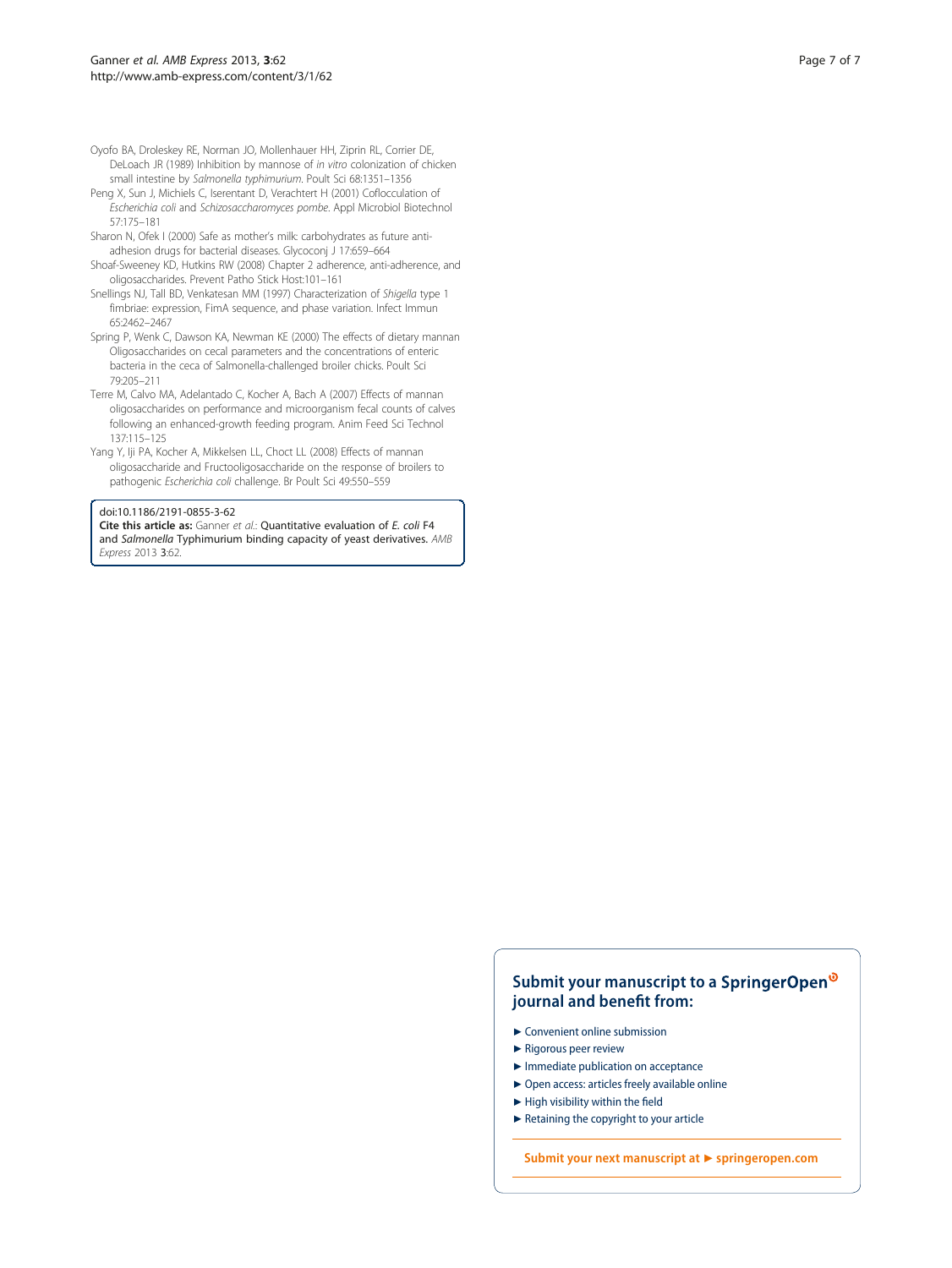Oyofo BA, Droleskey RE, Norman JO, Mollenhauer HH, Ziprin RL, Corrier DE, DeLoach JR (1989) Inhibition by mannose of *in vitro* colonization of chicken small intestine by *Salmonella typhimurium*. Poult Sci 68:1351–1356

Peng X, Sun J, Michiels C, Iserentant D, Verachtert H (2001) Coflocculation of *Escherichia coli* and *Schizosaccharomyces pombe*. Appl Microbiol Biotechnol 57:175–181

Sharon N, Ofek I (2000) Safe as mother's milk: carbohydrates as future anti-adhesion drugs for bacterial diseases. Glycoconj J 17:659–664

Shoaf-Sweeney KD, Hutkins RW (2008) Chapter 2 adherence, anti-adherence, and oligosaccharides. Prevent Patho Stick Host:101–161

Snellings NJ, Tall BD, Venkatesan MM (1997) Characterization of *Shigella* type 1 fimbriae: expression, FimA sequence, and phase variation. Infect Immun 65:2462–2467

Spring P, Wenk C, Dawson KA, Newman KE (2000) The effects of dietary mannan Oligosaccharides on cecal parameters and the concentrations of enteric bacteria in the ceca of Salmonella-challenged broiler chicks. Poult Sci 79:205–211

Terre M, Calvo MA, Adelantado C, Kocher A, Bach A (2007) Effects of mannan oligosaccharides on performance and microorganism fecal counts of calves following an enhanced-growth feeding program. Anim Feed Sci Technol 137:115–125

Yang Y, Iji PA, Kocher A, Mikkelsen LL, Choct LL (2008) Effects of mannan oligosaccharide and Fructooligosaccharide on the response of broilers to pathogenic *Escherichia coli* challenge. Br Poult Sci 49:550–559

doi:10.1186/2191-0855-3-62

**Cite this article as:** Ganner *et al.*: Quantitative evaluation of *E. coli* F4 and *Salmonella* Typhimurium binding capacity of yeast derivatives. *AMB Express* 2013 **3**:62.

**Submit your manuscript to a SpringerOpen journal and benefit from:**

- ► Convenient online submission
- ► Rigorous peer review
- ► Immediate publication on acceptance
- ► Open access: articles freely available online
- ► High visibility within the field
- ► Retaining the copyright to your article

**Submit your next manuscript at ► springeropen.com**